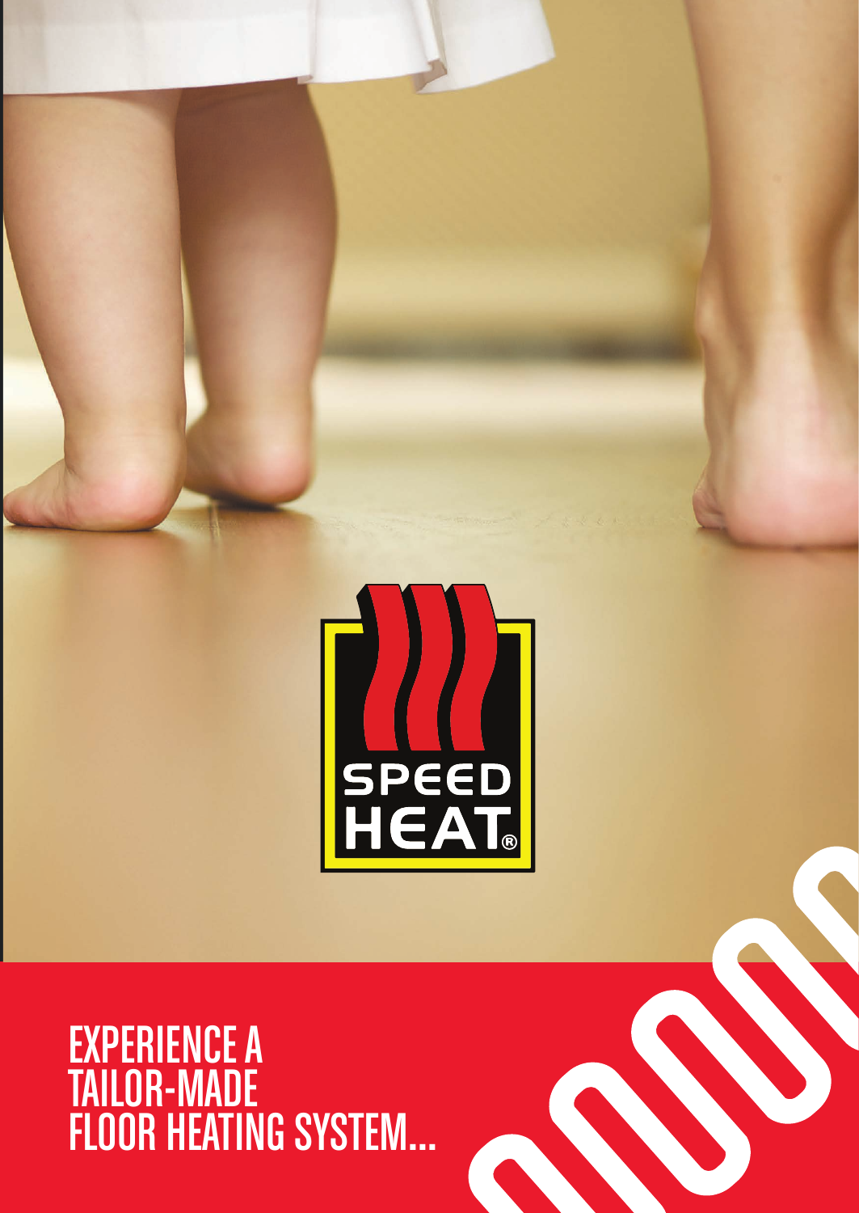SPEED HEAT®

# EXPERIENCE A TAILOR-MADE FLOOR HEATING SYSTEM...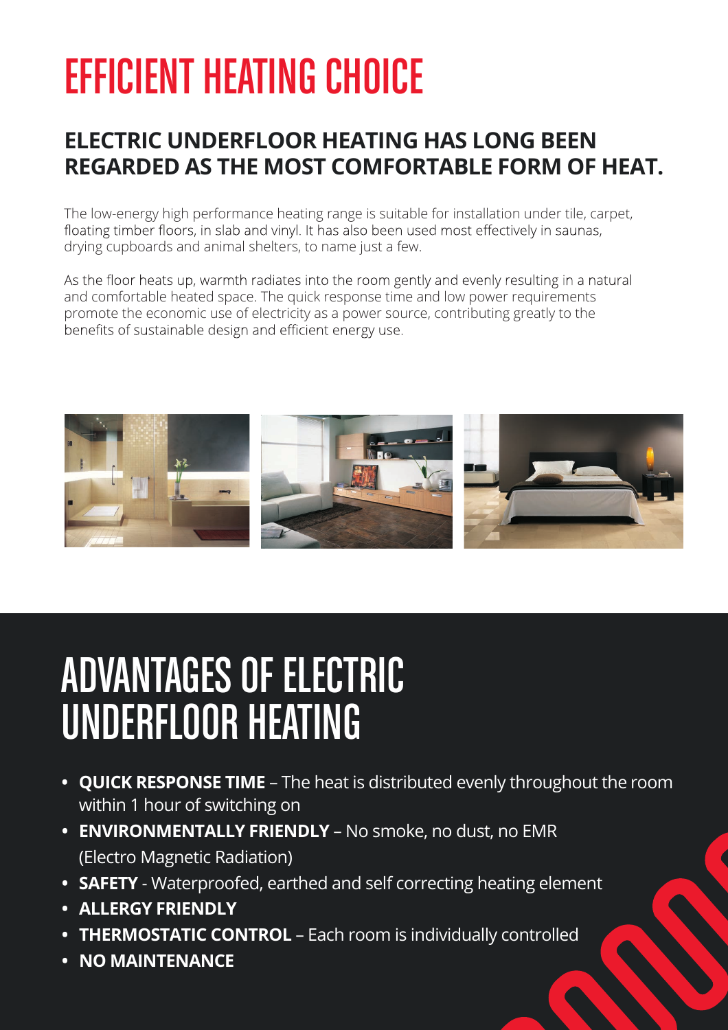# EFFICIENT HEATING CHOICE

## ELECTRIC UNDERFLOOR HEATING HAS LONG BEEN REGARDED AS THE MOST COMFORTABLE FORM OF HEAT.

The low-energy high performance heating range is suitable for installation under tile, carpet, floating timber floors, in slab and vinyl. It has also been used most effectively in saunas, drying cupboards and animal shelters, to name just a few.

As the floor heats up, warmth radiates into the room gently and evenly resulting in a natural and comfortable heated space. The quick response time and low power requirements promote the economic use of electricity as a power source, contributing greatly to the benefits of sustainable design and efficient energy use.

# ADVANTAGES OF ELECTRIC UNDERFLOOR HEATING

- **QUICK RESPONSE TIME** – The heat is distributed evenly throughout the room within 1 hour of switching on
- **ENVIRONMENTALLY FRIENDLY** – No smoke, no dust, no EMR (Electro Magnetic Radiation)
- **SAFETY** - Waterproofed, earthed and self correcting heating element
- **ALLERGY FRIENDLY**
- **THERMOSTATIC CONTROL** – Each room is individually controlled
- **NO MAINTENANCE**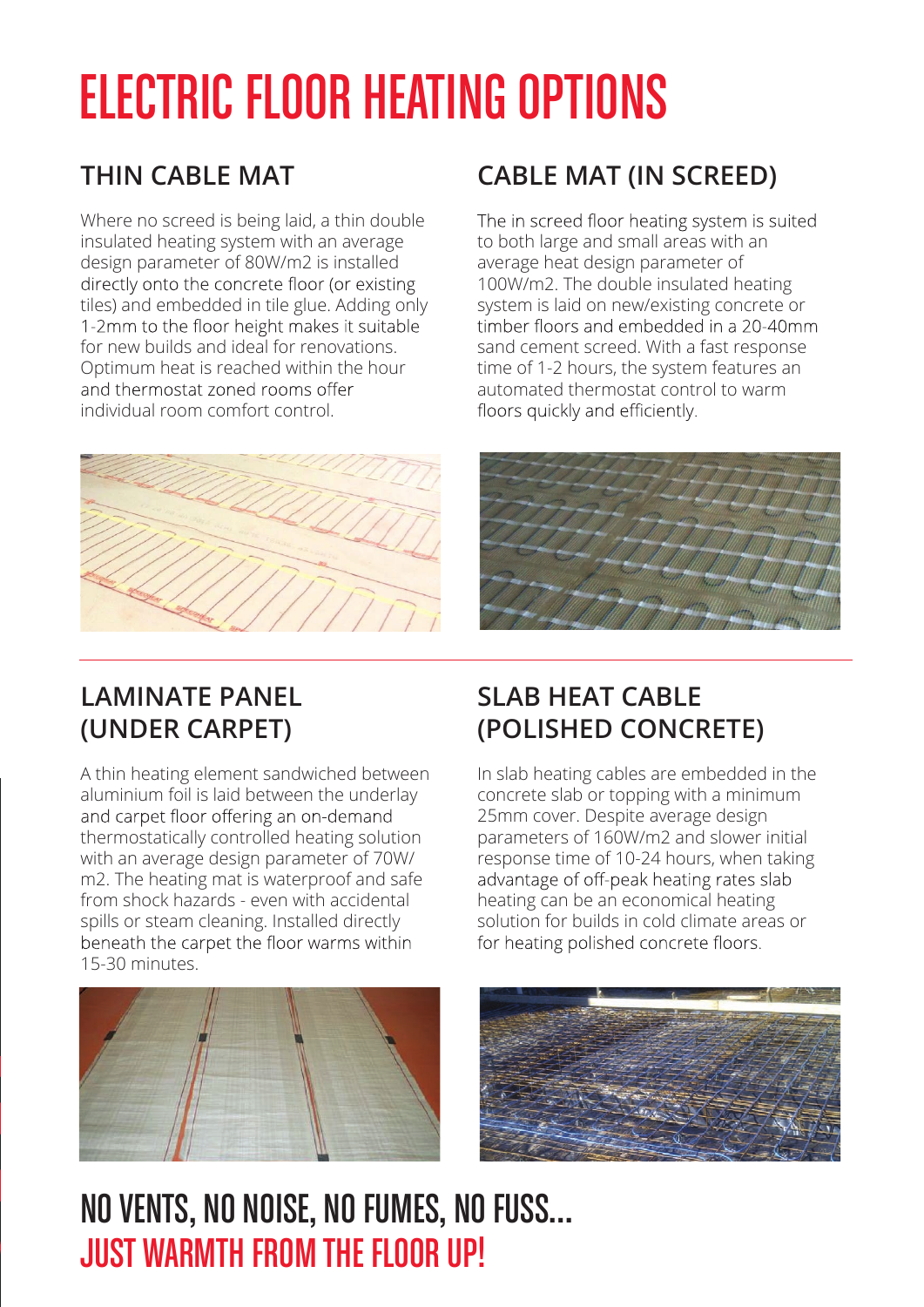# ELECTRIC FLOOR HEATING OPTIONS

## THIN CABLE MAT

Where no screed is being laid, a thin double insulated heating system with an average design parameter of 80W/m2 is installed directly onto the concrete floor (or existing tiles) and embedded in tile glue. Adding only 1-2mm to the floor height makes it suitable for new builds and ideal for renovations. Optimum heat is reached within the hour and thermostat zoned rooms offer individual room comfort control.

## CABLE MAT (IN SCREED)

The in screed floor heating system is suited to both large and small areas with an average heat design parameter of 100W/m2. The double insulated heating system is laid on new/existing concrete or timber floors and embedded in a 20-40mm sand cement screed. With a fast response time of 1-2 hours, the system features an automated thermostat control to warm floors quickly and efficiently.

## LAMINATE PANEL (UNDER CARPET)

A thin heating element sandwiched between aluminium foil is laid between the underlay and carpet floor offering an on-demand thermostatically controlled heating solution with an average design parameter of 70W/m2. The heating mat is waterproof and safe from shock hazards - even with accidental spills or steam cleaning. Installed directly beneath the carpet the floor warms within 15-30 minutes.

## SLAB HEAT CABLE (POLISHED CONCRETE)

In slab heating cables are embedded in the concrete slab or topping with a minimum 25mm cover. Despite average design parameters of 160W/m2 and slower initial response time of 10-24 hours, when taking advantage of off-peak heating rates slab heating can be an economical heating solution for builds in cold climate areas or for heating polished concrete floors.

## NO VENTS, NO NOISE, NO FUMES, NO FUSS... JUST WARMTH FROM THE FLOOR UP!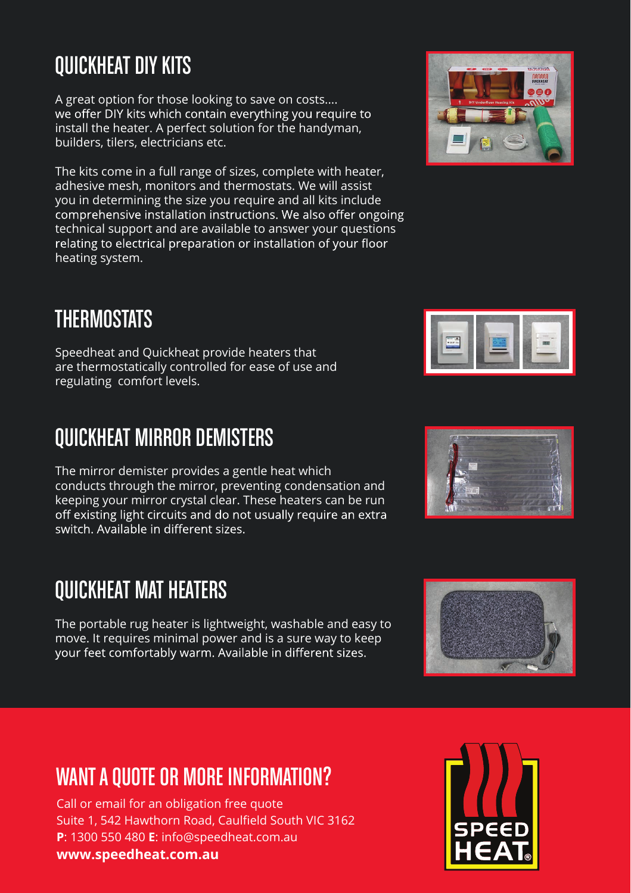## QUICKHEAT DIY KITS

A great option for those looking to save on costs.... we offer DIY kits which contain everything you require to install the heater. A perfect solution for the handyman, builders, tilers, electricians etc.

The kits come in a full range of sizes, complete with heater, adhesive mesh, monitors and thermostats. We will assist you in determining the size you require and all kits include comprehensive installation instructions. We also offer ongoing technical support and are available to answer your questions relating to electrical preparation or installation of your floor heating system.

## THERMOSTATS

Speedheat and Quickheat provide heaters that are thermostatically controlled for ease of use and regulating comfort levels.

## QUICKHEAT MIRROR DEMISTERS

The mirror demister provides a gentle heat which conducts through the mirror, preventing condensation and keeping your mirror crystal clear. These heaters can be run off existing light circuits and do not usually require an extra switch. Available in different sizes.

## QUICKHEAT MAT HEATERS

The portable rug heater is lightweight, washable and easy to move. It requires minimal power and is a sure way to keep your feet comfortably warm. Available in different sizes.

## WANT A QUOTE OR MORE INFORMATION?

Call or email for an obligation free quote
Suite 1, 542 Hawthorn Road, Caulfield South VIC 3162
**P**: 1300 550 480 **E**: info@speedheat.com.au
**www.speedheat.com.au**

SPEED HEAT®